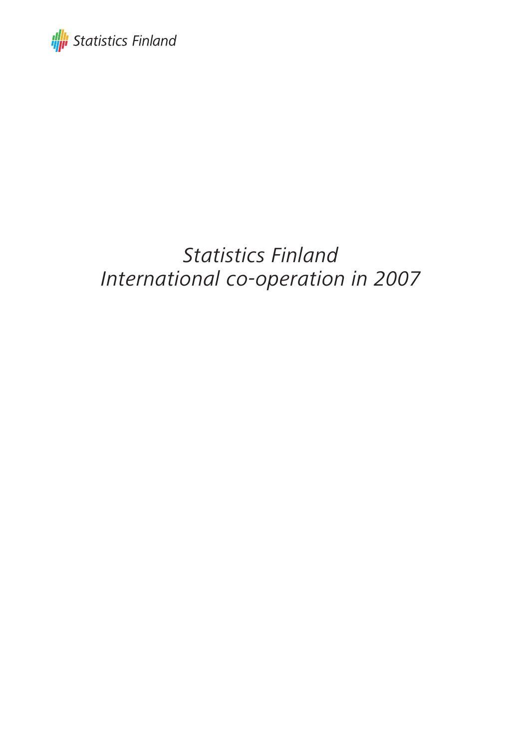Statistics Finland

# *Statistics Finland*
# *International co-operation in 2007*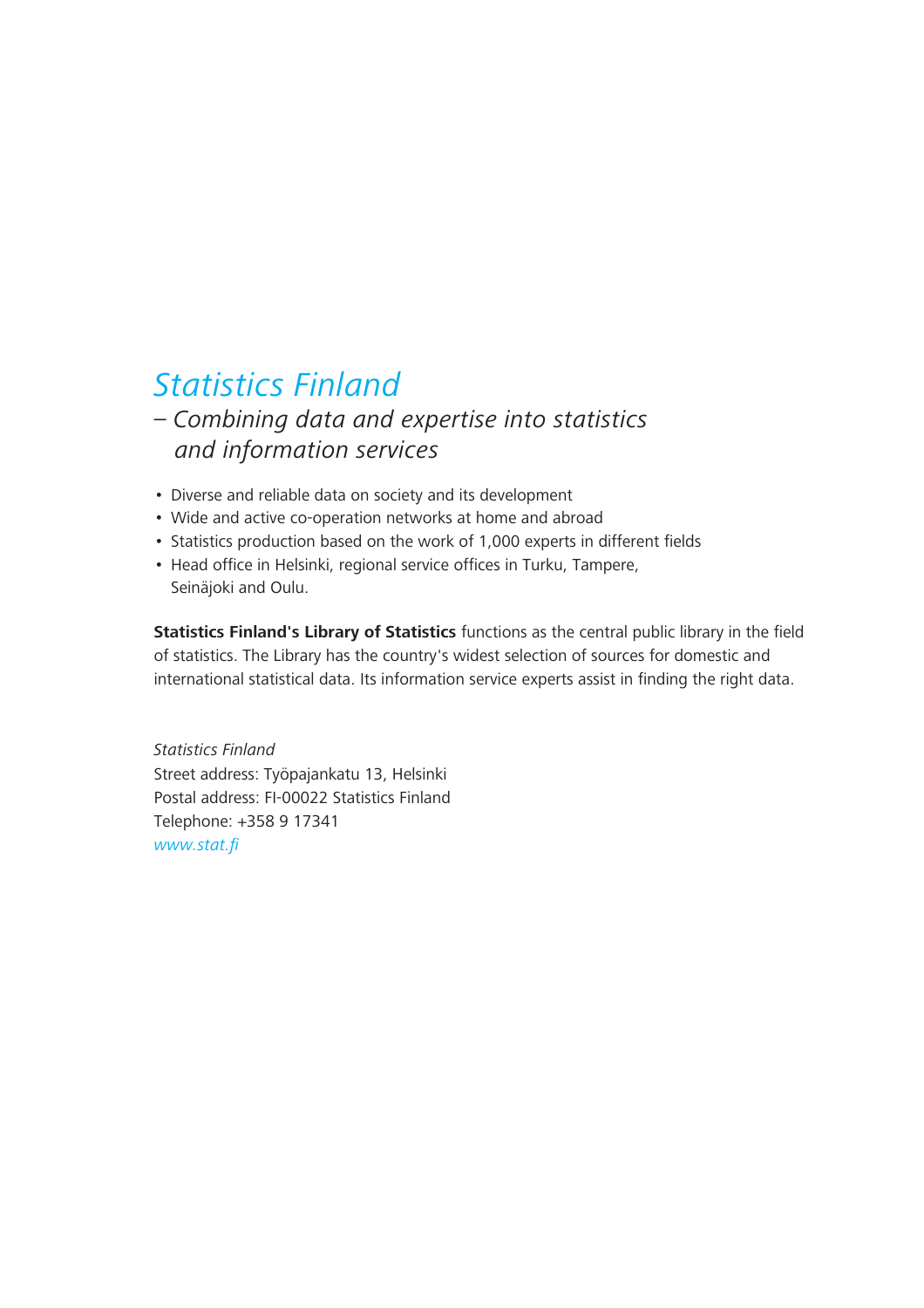# *Statistics Finland*

## *– Combining data and expertise into statistics and information services*

- Diverse and reliable data on society and its development
- Wide and active co-operation networks at home and abroad
- Statistics production based on the work of 1,000 experts in different fields
- Head office in Helsinki, regional service offices in Turku, Tampere, Seinäjoki and Oulu.

**Statistics Finland's Library of Statistics** functions as the central public library in the field of statistics. The Library has the country's widest selection of sources for domestic and international statistical data. Its information service experts assist in finding the right data.

*Statistics Finland*
Street address: Työpajankatu 13, Helsinki
Postal address: FI-00022 Statistics Finland
Telephone: +358 9 17341
*www.stat.fi*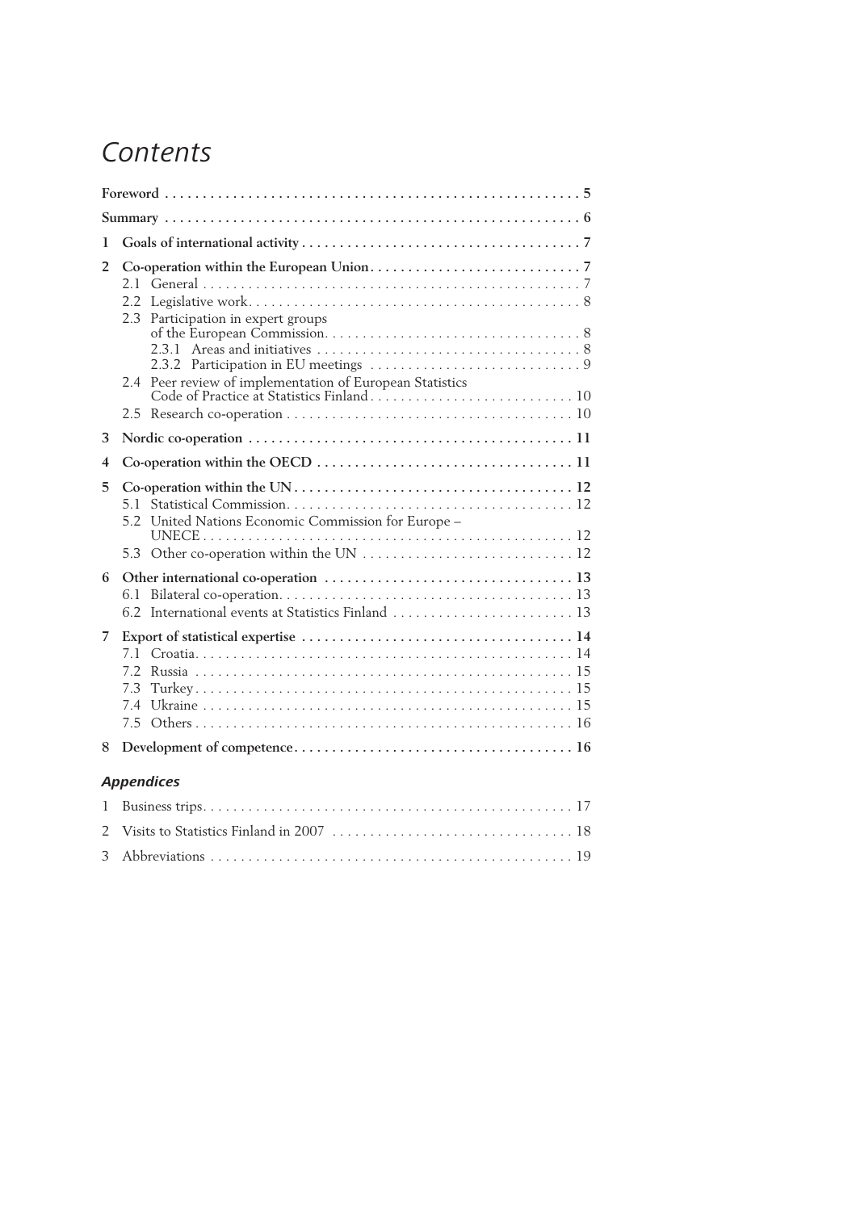# *Contents*

**Foreword** . . . . . . . . . . . . . . . . . . . . . . . . . . . . . . . . . . . . . . . . . . . . . . . . . . . . . . **5**

**Summary** . . . . . . . . . . . . . . . . . . . . . . . . . . . . . . . . . . . . . . . . . . . . . . . . . . . . . **6**

**1 Goals of international activity** . . . . . . . . . . . . . . . . . . . . . . . . . . . . . . . . . . . . **7**

**2 Co-operation within the European Union** . . . . . . . . . . . . . . . . . . . . . . . . . . . **7**

- 2.1 General . . . . . . . . . . . . . . . . . . . . . . . . . . . . . . . . . . . . . . . . . . . . . . . . . . . 7
- 2.2 Legislative work . . . . . . . . . . . . . . . . . . . . . . . . . . . . . . . . . . . . . . . . . . . . 8
- 2.3 Participation in expert groups of the European Commission . . . . . . . . . . . . . . . . . . . . . . . . . . . . . . . . . 8
  - 2.3.1 Areas and initiatives . . . . . . . . . . . . . . . . . . . . . . . . . . . . . . . . . . . 8
  - 2.3.2 Participation in EU meetings . . . . . . . . . . . . . . . . . . . . . . . . . . . . 9
- 2.4 Peer review of implementation of European Statistics Code of Practice at Statistics Finland . . . . . . . . . . . . . . . . . . . . . . . . . . . 10
- 2.5 Research co-operation . . . . . . . . . . . . . . . . . . . . . . . . . . . . . . . . . . . . . . 10

**3 Nordic co-operation** . . . . . . . . . . . . . . . . . . . . . . . . . . . . . . . . . . . . . . . . . . **11**

**4 Co-operation within the OECD** . . . . . . . . . . . . . . . . . . . . . . . . . . . . . . . . . **11**

**5 Co-operation within the UN** . . . . . . . . . . . . . . . . . . . . . . . . . . . . . . . . . . . . **12**

- 5.1 Statistical Commission . . . . . . . . . . . . . . . . . . . . . . . . . . . . . . . . . . . . . . 12
- 5.2 United Nations Economic Commission for Europe – UNECE . . . . . . . . . . . . . . . . . . . . . . . . . . . . . . . . . . . . . . . . . . . . . . . . . 12
- 5.3 Other co-operation within the UN . . . . . . . . . . . . . . . . . . . . . . . . . . . . 12

**6 Other international co-operation** . . . . . . . . . . . . . . . . . . . . . . . . . . . . . . . . **13**

- 6.1 Bilateral co-operation . . . . . . . . . . . . . . . . . . . . . . . . . . . . . . . . . . . . . . . 13
- 6.2 International events at Statistics Finland . . . . . . . . . . . . . . . . . . . . . . . . 13

**7 Export of statistical expertise** . . . . . . . . . . . . . . . . . . . . . . . . . . . . . . . . . . . **14**

- 7.1 Croatia . . . . . . . . . . . . . . . . . . . . . . . . . . . . . . . . . . . . . . . . . . . . . . . . . . 14
- 7.2 Russia . . . . . . . . . . . . . . . . . . . . . . . . . . . . . . . . . . . . . . . . . . . . . . . . . . 15
- 7.3 Turkey . . . . . . . . . . . . . . . . . . . . . . . . . . . . . . . . . . . . . . . . . . . . . . . . . . 15
- 7.4 Ukraine . . . . . . . . . . . . . . . . . . . . . . . . . . . . . . . . . . . . . . . . . . . . . . . . . 15
- 7.5 Others . . . . . . . . . . . . . . . . . . . . . . . . . . . . . . . . . . . . . . . . . . . . . . . . . . 16

**8 Development of competence** . . . . . . . . . . . . . . . . . . . . . . . . . . . . . . . . . . . . **16**

### *Appendices*

1 Business trips . . . . . . . . . . . . . . . . . . . . . . . . . . . . . . . . . . . . . . . . . . . . . . . . 17

2 Visits to Statistics Finland in 2007 . . . . . . . . . . . . . . . . . . . . . . . . . . . . . . . . 18

3 Abbreviations . . . . . . . . . . . . . . . . . . . . . . . . . . . . . . . . . . . . . . . . . . . . . . . . 19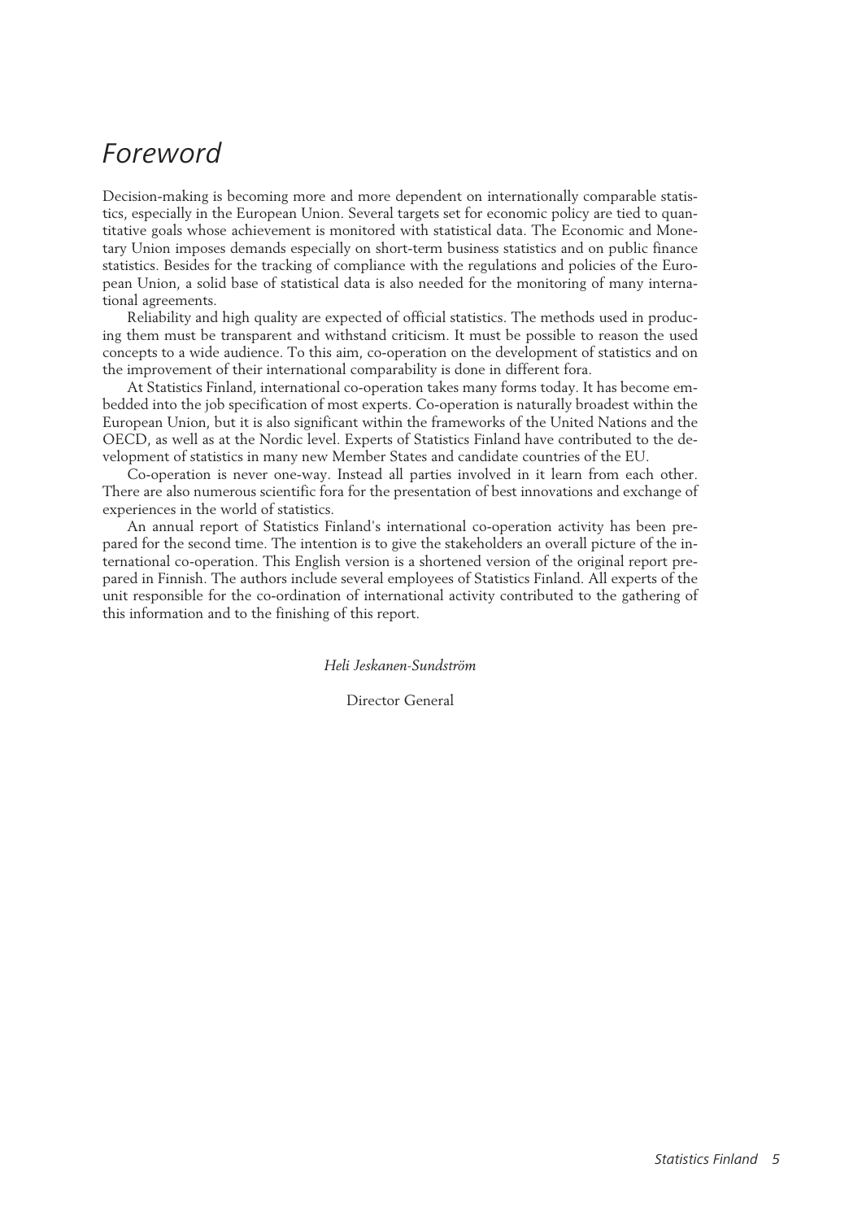# Foreword

Decision-making is becoming more and more dependent on internationally comparable statistics, especially in the European Union. Several targets set for economic policy are tied to quantitative goals whose achievement is monitored with statistical data. The Economic and Monetary Union imposes demands especially on short-term business statistics and on public finance statistics. Besides for the tracking of compliance with the regulations and policies of the European Union, a solid base of statistical data is also needed for the monitoring of many international agreements.

Reliability and high quality are expected of official statistics. The methods used in producing them must be transparent and withstand criticism. It must be possible to reason the used concepts to a wide audience. To this aim, co-operation on the development of statistics and on the improvement of their international comparability is done in different fora.

At Statistics Finland, international co-operation takes many forms today. It has become embedded into the job specification of most experts. Co-operation is naturally broadest within the European Union, but it is also significant within the frameworks of the United Nations and the OECD, as well as at the Nordic level. Experts of Statistics Finland have contributed to the development of statistics in many new Member States and candidate countries of the EU.

Co-operation is never one-way. Instead all parties involved in it learn from each other. There are also numerous scientific fora for the presentation of best innovations and exchange of experiences in the world of statistics.

An annual report of Statistics Finland's international co-operation activity has been prepared for the second time. The intention is to give the stakeholders an overall picture of the international co-operation. This English version is a shortened version of the original report prepared in Finnish. The authors include several employees of Statistics Finland. All experts of the unit responsible for the co-ordination of international activity contributed to the gathering of this information and to the finishing of this report.

*Heli Jeskanen-Sundström*

Director General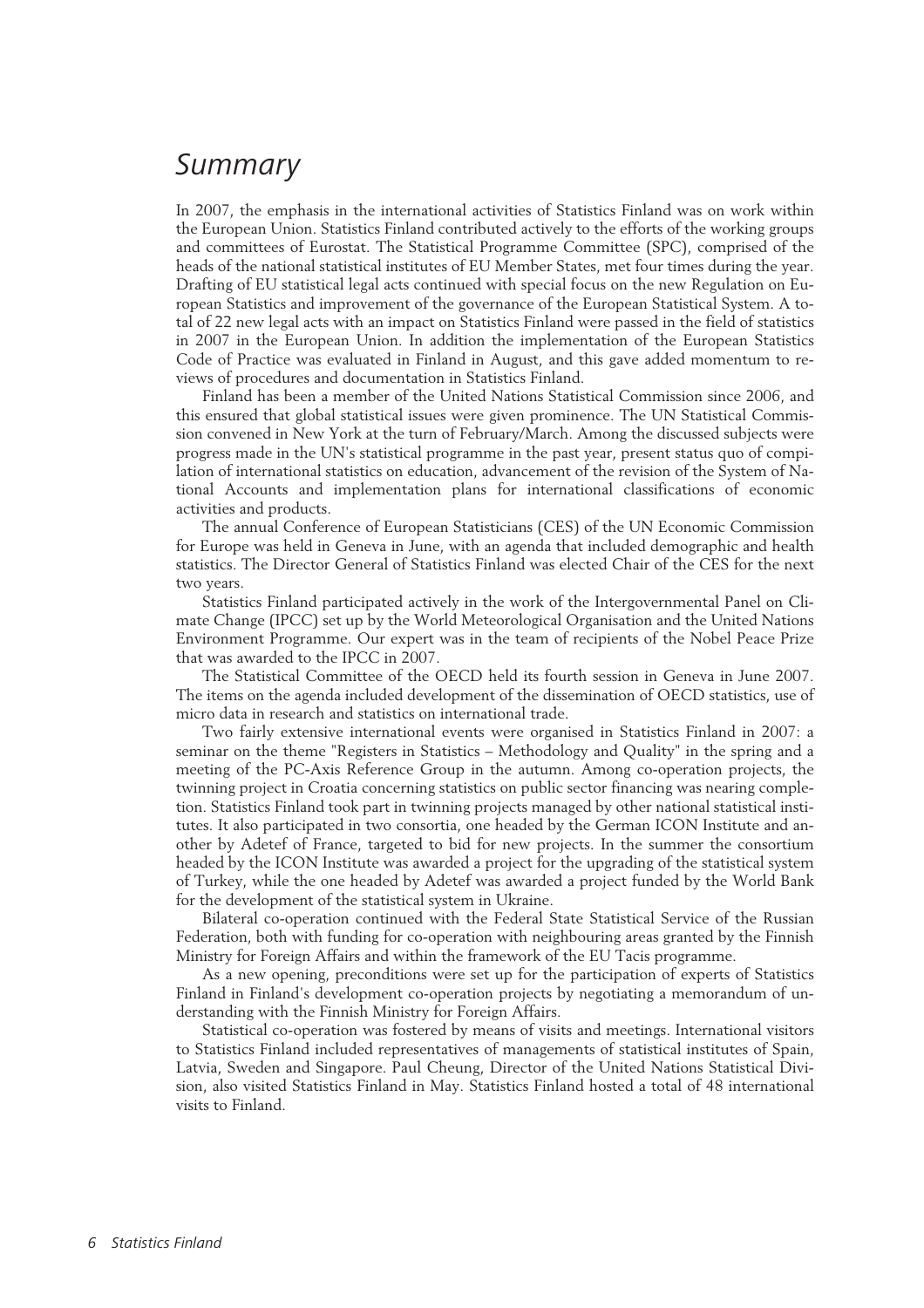# Summary

In 2007, the emphasis in the international activities of Statistics Finland was on work within the European Union. Statistics Finland contributed actively to the efforts of the working groups and committees of Eurostat. The Statistical Programme Committee (SPC), comprised of the heads of the national statistical institutes of EU Member States, met four times during the year. Drafting of EU statistical legal acts continued with special focus on the new Regulation on European Statistics and improvement of the governance of the European Statistical System. A total of 22 new legal acts with an impact on Statistics Finland were passed in the field of statistics in 2007 in the European Union. In addition the implementation of the European Statistics Code of Practice was evaluated in Finland in August, and this gave added momentum to reviews of procedures and documentation in Statistics Finland.

Finland has been a member of the United Nations Statistical Commission since 2006, and this ensured that global statistical issues were given prominence. The UN Statistical Commission convened in New York at the turn of February/March. Among the discussed subjects were progress made in the UN's statistical programme in the past year, present status quo of compilation of international statistics on education, advancement of the revision of the System of National Accounts and implementation plans for international classifications of economic activities and products.

The annual Conference of European Statisticians (CES) of the UN Economic Commission for Europe was held in Geneva in June, with an agenda that included demographic and health statistics. The Director General of Statistics Finland was elected Chair of the CES for the next two years.

Statistics Finland participated actively in the work of the Intergovernmental Panel on Climate Change (IPCC) set up by the World Meteorological Organisation and the United Nations Environment Programme. Our expert was in the team of recipients of the Nobel Peace Prize that was awarded to the IPCC in 2007.

The Statistical Committee of the OECD held its fourth session in Geneva in June 2007. The items on the agenda included development of the dissemination of OECD statistics, use of micro data in research and statistics on international trade.

Two fairly extensive international events were organised in Statistics Finland in 2007: a seminar on the theme "Registers in Statistics – Methodology and Quality" in the spring and a meeting of the PC-Axis Reference Group in the autumn. Among co-operation projects, the twinning project in Croatia concerning statistics on public sector financing was nearing completion. Statistics Finland took part in twinning projects managed by other national statistical institutes. It also participated in two consortia, one headed by the German ICON Institute and another by Adetef of France, targeted to bid for new projects. In the summer the consortium headed by the ICON Institute was awarded a project for the upgrading of the statistical system of Turkey, while the one headed by Adetef was awarded a project funded by the World Bank for the development of the statistical system in Ukraine.

Bilateral co-operation continued with the Federal State Statistical Service of the Russian Federation, both with funding for co-operation with neighbouring areas granted by the Finnish Ministry for Foreign Affairs and within the framework of the EU Tacis programme.

As a new opening, preconditions were set up for the participation of experts of Statistics Finland in Finland's development co-operation projects by negotiating a memorandum of understanding with the Finnish Ministry for Foreign Affairs.

Statistical co-operation was fostered by means of visits and meetings. International visitors to Statistics Finland included representatives of managements of statistical institutes of Spain, Latvia, Sweden and Singapore. Paul Cheung, Director of the United Nations Statistical Division, also visited Statistics Finland in May. Statistics Finland hosted a total of 48 international visits to Finland.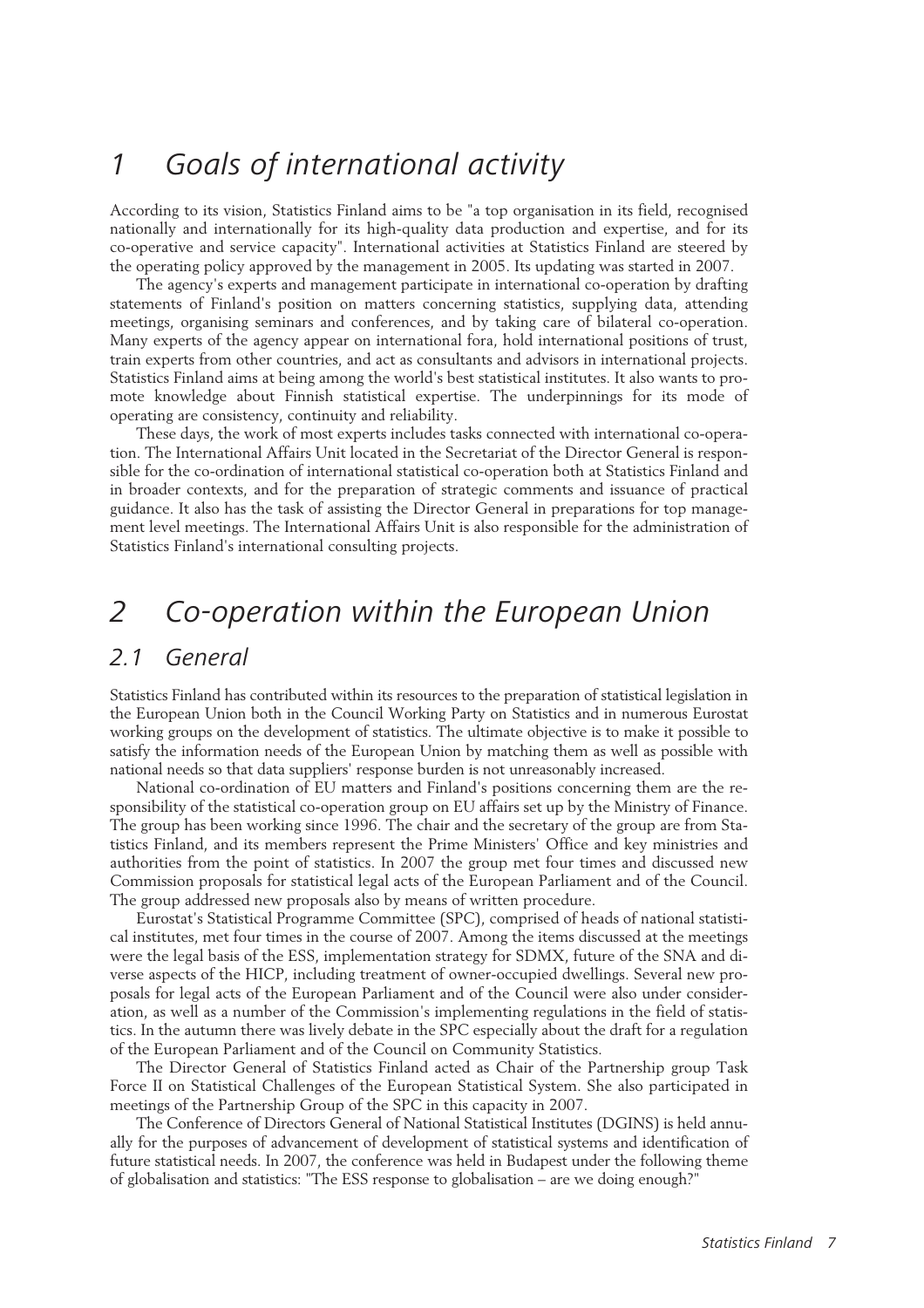# 1 Goals of international activity

According to its vision, Statistics Finland aims to be "a top organisation in its field, recognised nationally and internationally for its high-quality data production and expertise, and for its co-operative and service capacity". International activities at Statistics Finland are steered by the operating policy approved by the management in 2005. Its updating was started in 2007.

The agency's experts and management participate in international co-operation by drafting statements of Finland's position on matters concerning statistics, supplying data, attending meetings, organising seminars and conferences, and by taking care of bilateral co-operation. Many experts of the agency appear on international fora, hold international positions of trust, train experts from other countries, and act as consultants and advisors in international projects. Statistics Finland aims at being among the world's best statistical institutes. It also wants to promote knowledge about Finnish statistical expertise. The underpinnings for its mode of operating are consistency, continuity and reliability.

These days, the work of most experts includes tasks connected with international co-operation. The International Affairs Unit located in the Secretariat of the Director General is responsible for the co-ordination of international statistical co-operation both at Statistics Finland and in broader contexts, and for the preparation of strategic comments and issuance of practical guidance. It also has the task of assisting the Director General in preparations for top management level meetings. The International Affairs Unit is also responsible for the administration of Statistics Finland's international consulting projects.

# 2 Co-operation within the European Union

## 2.1 General

Statistics Finland has contributed within its resources to the preparation of statistical legislation in the European Union both in the Council Working Party on Statistics and in numerous Eurostat working groups on the development of statistics. The ultimate objective is to make it possible to satisfy the information needs of the European Union by matching them as well as possible with national needs so that data suppliers' response burden is not unreasonably increased.

National co-ordination of EU matters and Finland's positions concerning them are the responsibility of the statistical co-operation group on EU affairs set up by the Ministry of Finance. The group has been working since 1996. The chair and the secretary of the group are from Statistics Finland, and its members represent the Prime Ministers' Office and key ministries and authorities from the point of statistics. In 2007 the group met four times and discussed new Commission proposals for statistical legal acts of the European Parliament and of the Council. The group addressed new proposals also by means of written procedure.

Eurostat's Statistical Programme Committee (SPC), comprised of heads of national statistical institutes, met four times in the course of 2007. Among the items discussed at the meetings were the legal basis of the ESS, implementation strategy for SDMX, future of the SNA and diverse aspects of the HICP, including treatment of owner-occupied dwellings. Several new proposals for legal acts of the European Parliament and of the Council were also under consideration, as well as a number of the Commission's implementing regulations in the field of statistics. In the autumn there was lively debate in the SPC especially about the draft for a regulation of the European Parliament and of the Council on Community Statistics.

The Director General of Statistics Finland acted as Chair of the Partnership group Task Force II on Statistical Challenges of the European Statistical System. She also participated in meetings of the Partnership Group of the SPC in this capacity in 2007.

The Conference of Directors General of National Statistical Institutes (DGINS) is held annually for the purposes of advancement of development of statistical systems and identification of future statistical needs. In 2007, the conference was held in Budapest under the following theme of globalisation and statistics: "The ESS response to globalisation – are we doing enough?"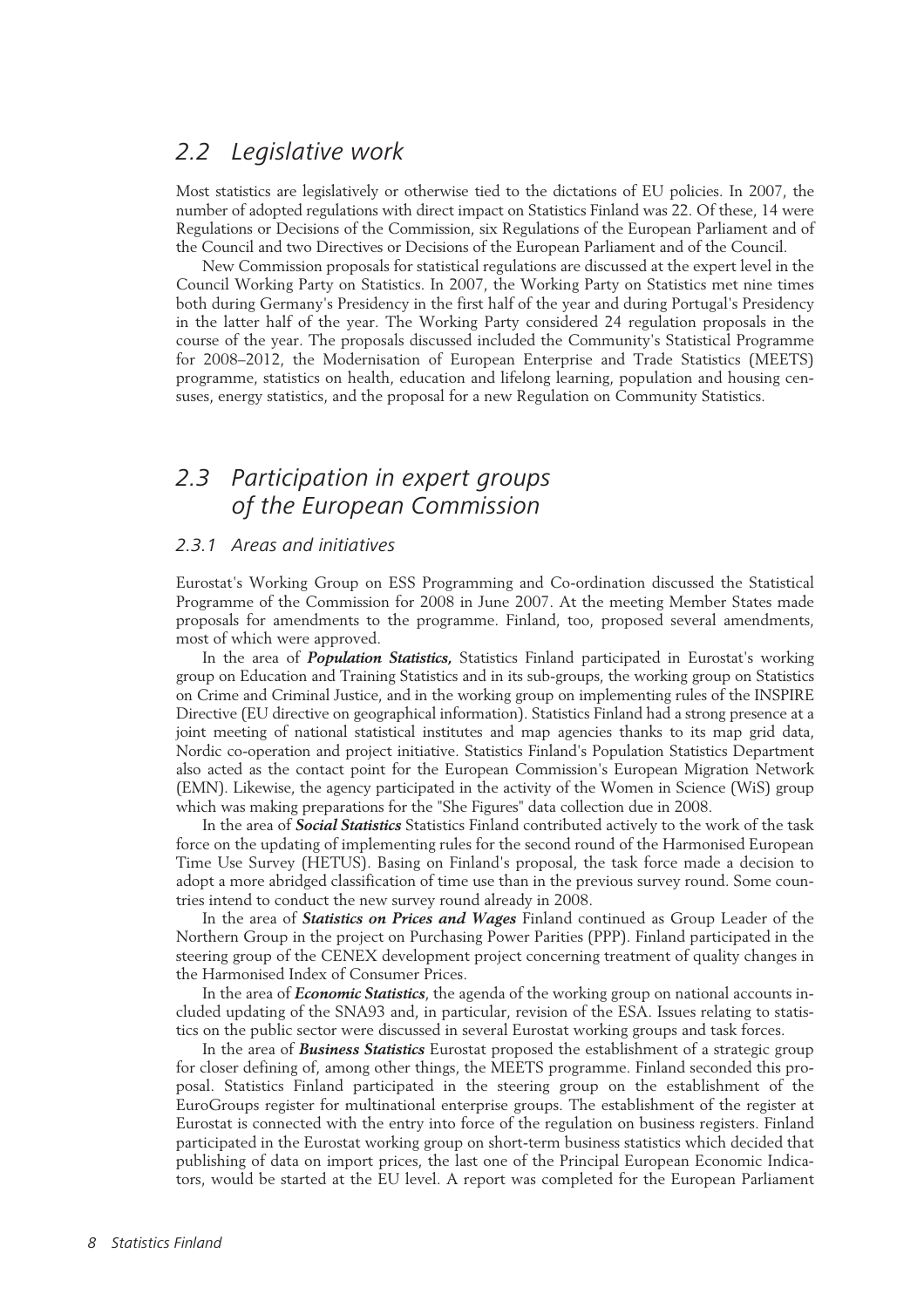## 2.2 Legislative work

Most statistics are legislatively or otherwise tied to the dictations of EU policies. In 2007, the number of adopted regulations with direct impact on Statistics Finland was 22. Of these, 14 were Regulations or Decisions of the Commission, six Regulations of the European Parliament and of the Council and two Directives or Decisions of the European Parliament and of the Council.

New Commission proposals for statistical regulations are discussed at the expert level in the Council Working Party on Statistics. In 2007, the Working Party on Statistics met nine times both during Germany's Presidency in the first half of the year and during Portugal's Presidency in the latter half of the year. The Working Party considered 24 regulation proposals in the course of the year. The proposals discussed included the Community's Statistical Programme for 2008–2012, the Modernisation of European Enterprise and Trade Statistics (MEETS) programme, statistics on health, education and lifelong learning, population and housing censuses, energy statistics, and the proposal for a new Regulation on Community Statistics.

## 2.3 Participation in expert groups of the European Commission

### 2.3.1 Areas and initiatives

Eurostat's Working Group on ESS Programming and Co-ordination discussed the Statistical Programme of the Commission for 2008 in June 2007. At the meeting Member States made proposals for amendments to the programme. Finland, too, proposed several amendments, most of which were approved.

In the area of ***Population Statistics,*** Statistics Finland participated in Eurostat's working group on Education and Training Statistics and in its sub-groups, the working group on Statistics on Crime and Criminal Justice, and in the working group on implementing rules of the INSPIRE Directive (EU directive on geographical information). Statistics Finland had a strong presence at a joint meeting of national statistical institutes and map agencies thanks to its map grid data, Nordic co-operation and project initiative. Statistics Finland's Population Statistics Department also acted as the contact point for the European Commission's European Migration Network (EMN). Likewise, the agency participated in the activity of the Women in Science (WiS) group which was making preparations for the "She Figures" data collection due in 2008.

In the area of ***Social Statistics*** Statistics Finland contributed actively to the work of the task force on the updating of implementing rules for the second round of the Harmonised European Time Use Survey (HETUS). Basing on Finland's proposal, the task force made a decision to adopt a more abridged classification of time use than in the previous survey round. Some countries intend to conduct the new survey round already in 2008.

In the area of ***Statistics on Prices and Wages*** Finland continued as Group Leader of the Northern Group in the project on Purchasing Power Parities (PPP). Finland participated in the steering group of the CENEX development project concerning treatment of quality changes in the Harmonised Index of Consumer Prices.

In the area of ***Economic Statistics***, the agenda of the working group on national accounts included updating of the SNA93 and, in particular, revision of the ESA. Issues relating to statistics on the public sector were discussed in several Eurostat working groups and task forces.

In the area of ***Business Statistics*** Eurostat proposed the establishment of a strategic group for closer defining of, among other things, the MEETS programme. Finland seconded this proposal. Statistics Finland participated in the steering group on the establishment of the EuroGroups register for multinational enterprise groups. The establishment of the register at Eurostat is connected with the entry into force of the regulation on business registers. Finland participated in the Eurostat working group on short-term business statistics which decided that publishing of data on import prices, the last one of the Principal European Economic Indicators, would be started at the EU level. A report was completed for the European Parliament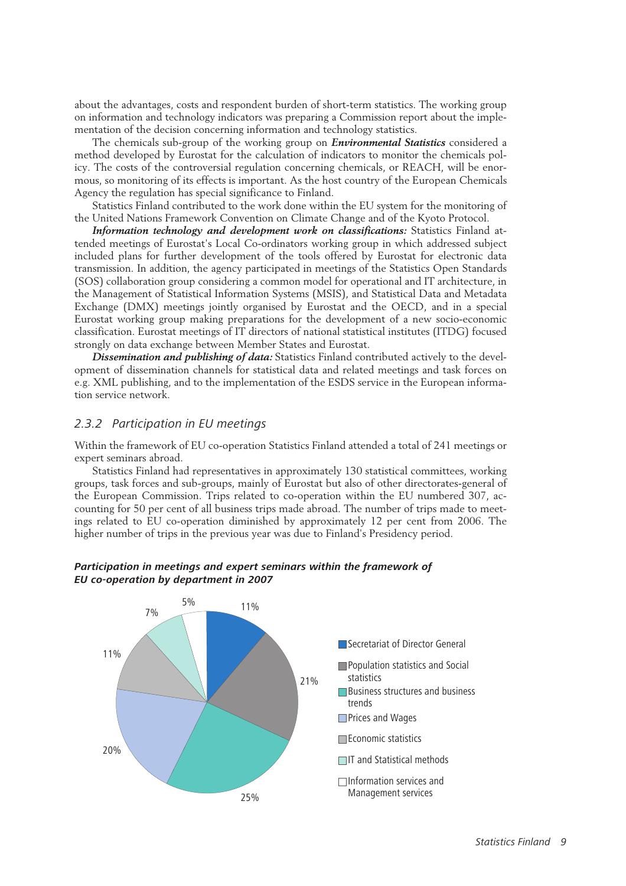about the advantages, costs and respondent burden of short-term statistics. The working group on information and technology indicators was preparing a Commission report about the implementation of the decision concerning information and technology statistics.

The chemicals sub-group of the working group on ***Environmental Statistics*** considered a method developed by Eurostat for the calculation of indicators to monitor the chemicals policy. The costs of the controversial regulation concerning chemicals, or REACH, will be enormous, so monitoring of its effects is important. As the host country of the European Chemicals Agency the regulation has special significance to Finland.

Statistics Finland contributed to the work done within the EU system for the monitoring of the United Nations Framework Convention on Climate Change and of the Kyoto Protocol.

***Information technology and development work on classifications:*** Statistics Finland attended meetings of Eurostat's Local Co-ordinators working group in which addressed subject included plans for further development of the tools offered by Eurostat for electronic data transmission. In addition, the agency participated in meetings of the Statistics Open Standards (SOS) collaboration group considering a common model for operational and IT architecture, in the Management of Statistical Information Systems (MSIS), and Statistical Data and Metadata Exchange (DMX) meetings jointly organised by Eurostat and the OECD, and in a special Eurostat working group making preparations for the development of a new socio-economic classification. Eurostat meetings of IT directors of national statistical institutes (ITDG) focused strongly on data exchange between Member States and Eurostat.

***Dissemination and publishing of data:*** Statistics Finland contributed actively to the development of dissemination channels for statistical data and related meetings and task forces on e.g. XML publishing, and to the implementation of the ESDS service in the European information service network.

### 2.3.2 Participation in EU meetings

Within the framework of EU co-operation Statistics Finland attended a total of 241 meetings or expert seminars abroad.

Statistics Finland had representatives in approximately 130 statistical committees, working groups, task forces and sub-groups, mainly of Eurostat but also of other directorates-general of the European Commission. Trips related to co-operation within the EU numbered 307, accounting for 50 per cent of all business trips made abroad. The number of trips made to meetings related to EU co-operation diminished by approximately 12 per cent from 2006. The higher number of trips in the previous year was due to Finland's Presidency period.

***Participation in meetings and expert seminars within the framework of EU co-operation by department in 2007***

| Department | Share |
|---|---|
| Secretariat of Director General | 11% |
| Population statistics and Social statistics | 21% |
| Business structures and business trends | 25% |
| Prices and Wages | 20% |
| Economic statistics | 11% |
| IT and Statistical methods | 7% |
| Information services and Management services | 5% |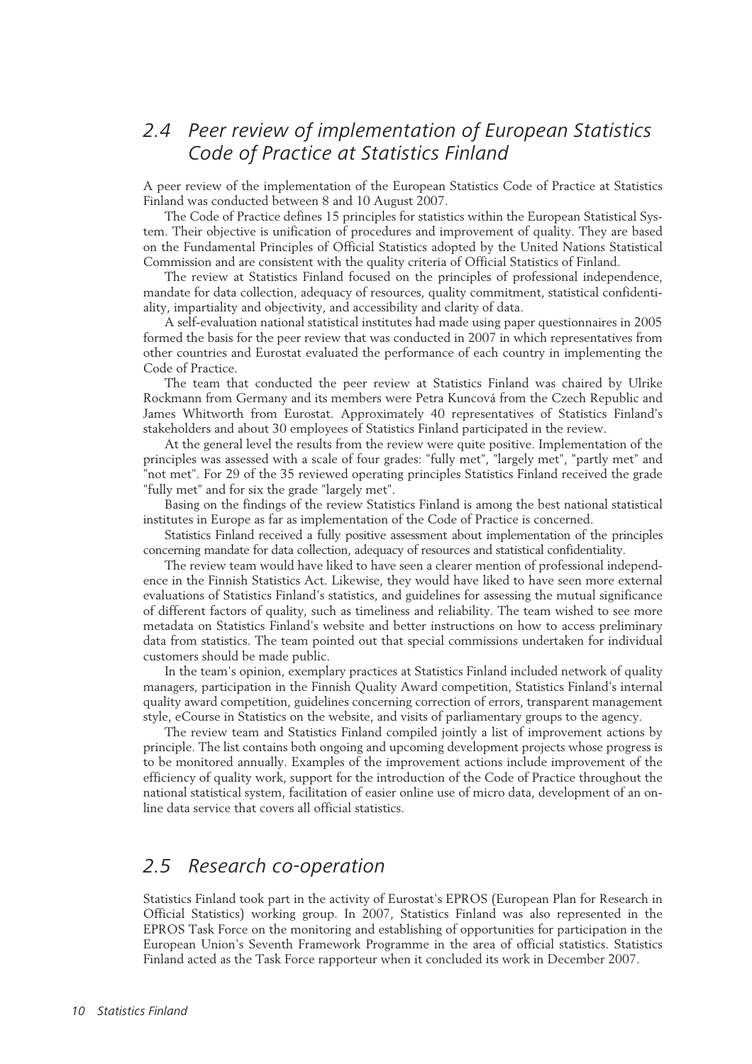## *2.4 Peer review of implementation of European Statistics Code of Practice at Statistics Finland*

A peer review of the implementation of the European Statistics Code of Practice at Statistics Finland was conducted between 8 and 10 August 2007.

The Code of Practice defines 15 principles for statistics within the European Statistical System. Their objective is unification of procedures and improvement of quality. They are based on the Fundamental Principles of Official Statistics adopted by the United Nations Statistical Commission and are consistent with the quality criteria of Official Statistics of Finland.

The review at Statistics Finland focused on the principles of professional independence, mandate for data collection, adequacy of resources, quality commitment, statistical confidentiality, impartiality and objectivity, and accessibility and clarity of data.

A self-evaluation national statistical institutes had made using paper questionnaires in 2005 formed the basis for the peer review that was conducted in 2007 in which representatives from other countries and Eurostat evaluated the performance of each country in implementing the Code of Practice.

The team that conducted the peer review at Statistics Finland was chaired by Ulrike Rockmann from Germany and its members were Petra Kuncová from the Czech Republic and James Whitworth from Eurostat. Approximately 40 representatives of Statistics Finland's stakeholders and about 30 employees of Statistics Finland participated in the review.

At the general level the results from the review were quite positive. Implementation of the principles was assessed with a scale of four grades: "fully met", "largely met", "partly met" and "not met". For 29 of the 35 reviewed operating principles Statistics Finland received the grade "fully met" and for six the grade "largely met".

Basing on the findings of the review Statistics Finland is among the best national statistical institutes in Europe as far as implementation of the Code of Practice is concerned.

Statistics Finland received a fully positive assessment about implementation of the principles concerning mandate for data collection, adequacy of resources and statistical confidentiality.

The review team would have liked to have seen a clearer mention of professional independence in the Finnish Statistics Act. Likewise, they would have liked to have seen more external evaluations of Statistics Finland's statistics, and guidelines for assessing the mutual significance of different factors of quality, such as timeliness and reliability. The team wished to see more metadata on Statistics Finland's website and better instructions on how to access preliminary data from statistics. The team pointed out that special commissions undertaken for individual customers should be made public.

In the team's opinion, exemplary practices at Statistics Finland included network of quality managers, participation in the Finnish Quality Award competition, Statistics Finland's internal quality award competition, guidelines concerning correction of errors, transparent management style, eCourse in Statistics on the website, and visits of parliamentary groups to the agency.

The review team and Statistics Finland compiled jointly a list of improvement actions by principle. The list contains both ongoing and upcoming development projects whose progress is to be monitored annually. Examples of the improvement actions include improvement of the efficiency of quality work, support for the introduction of the Code of Practice throughout the national statistical system, facilitation of easier online use of micro data, development of an online data service that covers all official statistics.

## *2.5 Research co-operation*

Statistics Finland took part in the activity of Eurostat's EPROS (European Plan for Research in Official Statistics) working group. In 2007, Statistics Finland was also represented in the EPROS Task Force on the monitoring and establishing of opportunities for participation in the European Union's Seventh Framework Programme in the area of official statistics. Statistics Finland acted as the Task Force rapporteur when it concluded its work in December 2007.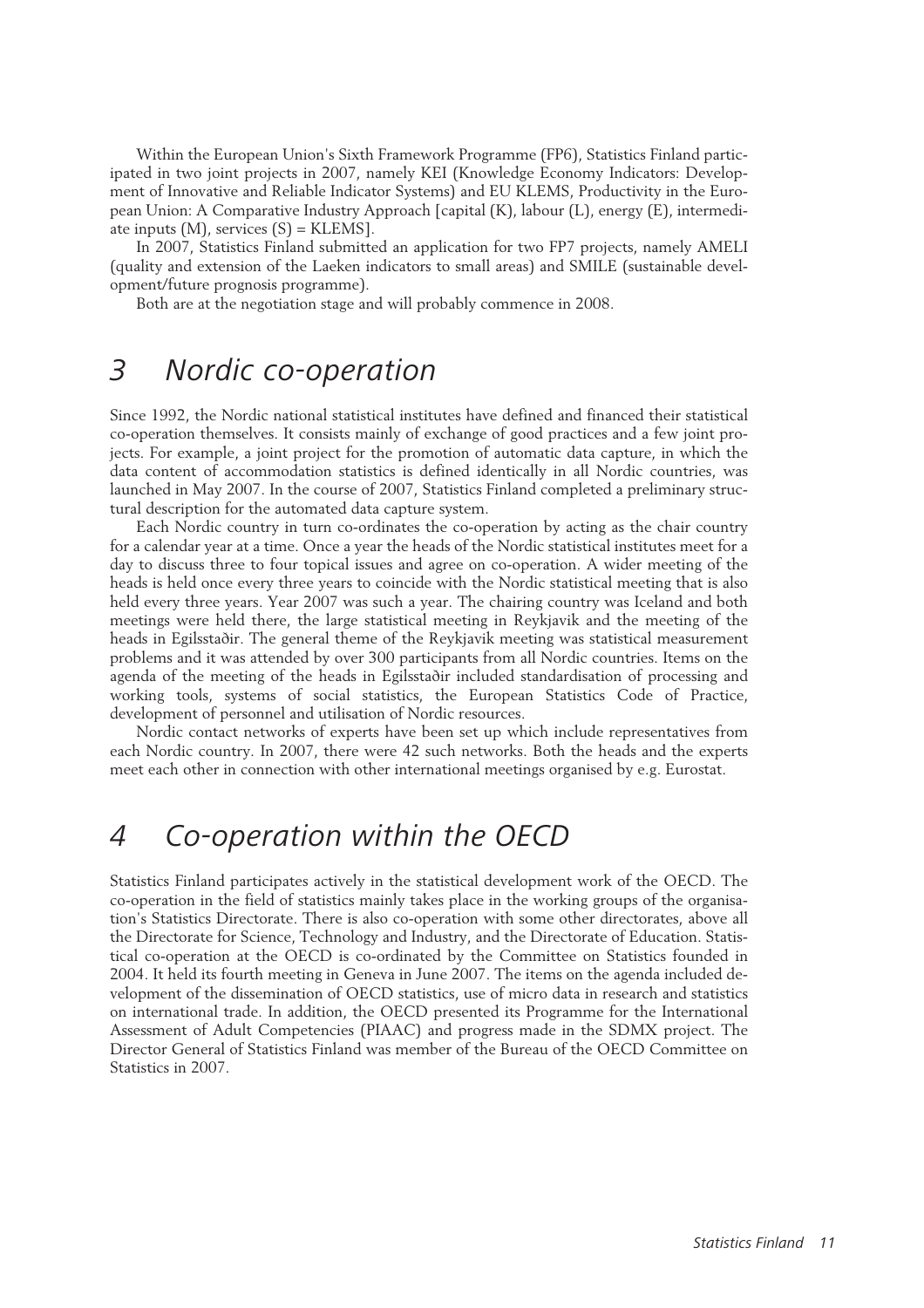Within the European Union's Sixth Framework Programme (FP6), Statistics Finland participated in two joint projects in 2007, namely KEI (Knowledge Economy Indicators: Development of Innovative and Reliable Indicator Systems) and EU KLEMS, Productivity in the European Union: A Comparative Industry Approach [capital (K), labour (L), energy (E), intermediate inputs (M), services (S) = KLEMS].

In 2007, Statistics Finland submitted an application for two FP7 projects, namely AMELI (quality and extension of the Laeken indicators to small areas) and SMILE (sustainable development/future prognosis programme).

Both are at the negotiation stage and will probably commence in 2008.

# 3 Nordic co-operation

Since 1992, the Nordic national statistical institutes have defined and financed their statistical co-operation themselves. It consists mainly of exchange of good practices and a few joint projects. For example, a joint project for the promotion of automatic data capture, in which the data content of accommodation statistics is defined identically in all Nordic countries, was launched in May 2007. In the course of 2007, Statistics Finland completed a preliminary structural description for the automated data capture system.

Each Nordic country in turn co-ordinates the co-operation by acting as the chair country for a calendar year at a time. Once a year the heads of the Nordic statistical institutes meet for a day to discuss three to four topical issues and agree on co-operation. A wider meeting of the heads is held once every three years to coincide with the Nordic statistical meeting that is also held every three years. Year 2007 was such a year. The chairing country was Iceland and both meetings were held there, the large statistical meeting in Reykjavik and the meeting of the heads in Egilsstaðir. The general theme of the Reykjavik meeting was statistical measurement problems and it was attended by over 300 participants from all Nordic countries. Items on the agenda of the meeting of the heads in Egilsstaðir included standardisation of processing and working tools, systems of social statistics, the European Statistics Code of Practice, development of personnel and utilisation of Nordic resources.

Nordic contact networks of experts have been set up which include representatives from each Nordic country. In 2007, there were 42 such networks. Both the heads and the experts meet each other in connection with other international meetings organised by e.g. Eurostat.

# 4 Co-operation within the OECD

Statistics Finland participates actively in the statistical development work of the OECD. The co-operation in the field of statistics mainly takes place in the working groups of the organisation's Statistics Directorate. There is also co-operation with some other directorates, above all the Directorate for Science, Technology and Industry, and the Directorate of Education. Statistical co-operation at the OECD is co-ordinated by the Committee on Statistics founded in 2004. It held its fourth meeting in Geneva in June 2007. The items on the agenda included development of the dissemination of OECD statistics, use of micro data in research and statistics on international trade. In addition, the OECD presented its Programme for the International Assessment of Adult Competencies (PIAAC) and progress made in the SDMX project. The Director General of Statistics Finland was member of the Bureau of the OECD Committee on Statistics in 2007.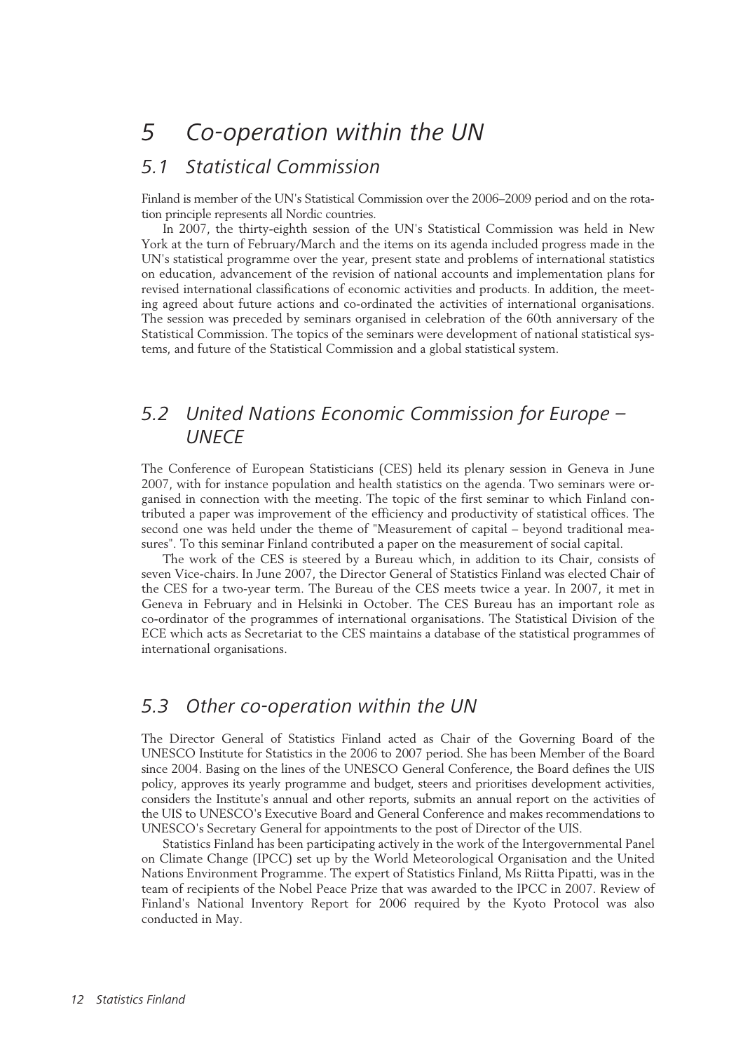# 5 Co-operation within the UN

## 5.1 Statistical Commission

Finland is member of the UN's Statistical Commission over the 2006–2009 period and on the rotation principle represents all Nordic countries.

In 2007, the thirty-eighth session of the UN's Statistical Commission was held in New York at the turn of February/March and the items on its agenda included progress made in the UN's statistical programme over the year, present state and problems of international statistics on education, advancement of the revision of national accounts and implementation plans for revised international classifications of economic activities and products. In addition, the meeting agreed about future actions and co-ordinated the activities of international organisations. The session was preceded by seminars organised in celebration of the 60th anniversary of the Statistical Commission. The topics of the seminars were development of national statistical systems, and future of the Statistical Commission and a global statistical system.

## 5.2 United Nations Economic Commission for Europe – UNECE

The Conference of European Statisticians (CES) held its plenary session in Geneva in June 2007, with for instance population and health statistics on the agenda. Two seminars were organised in connection with the meeting. The topic of the first seminar to which Finland contributed a paper was improvement of the efficiency and productivity of statistical offices. The second one was held under the theme of "Measurement of capital – beyond traditional measures". To this seminar Finland contributed a paper on the measurement of social capital.

The work of the CES is steered by a Bureau which, in addition to its Chair, consists of seven Vice-chairs. In June 2007, the Director General of Statistics Finland was elected Chair of the CES for a two-year term. The Bureau of the CES meets twice a year. In 2007, it met in Geneva in February and in Helsinki in October. The CES Bureau has an important role as co-ordinator of the programmes of international organisations. The Statistical Division of the ECE which acts as Secretariat to the CES maintains a database of the statistical programmes of international organisations.

## 5.3 Other co-operation within the UN

The Director General of Statistics Finland acted as Chair of the Governing Board of the UNESCO Institute for Statistics in the 2006 to 2007 period. She has been Member of the Board since 2004. Basing on the lines of the UNESCO General Conference, the Board defines the UIS policy, approves its yearly programme and budget, steers and prioritises development activities, considers the Institute's annual and other reports, submits an annual report on the activities of the UIS to UNESCO's Executive Board and General Conference and makes recommendations to UNESCO's Secretary General for appointments to the post of Director of the UIS.

Statistics Finland has been participating actively in the work of the Intergovernmental Panel on Climate Change (IPCC) set up by the World Meteorological Organisation and the United Nations Environment Programme. The expert of Statistics Finland, Ms Riitta Pipatti, was in the team of recipients of the Nobel Peace Prize that was awarded to the IPCC in 2007. Review of Finland's National Inventory Report for 2006 required by the Kyoto Protocol was also conducted in May.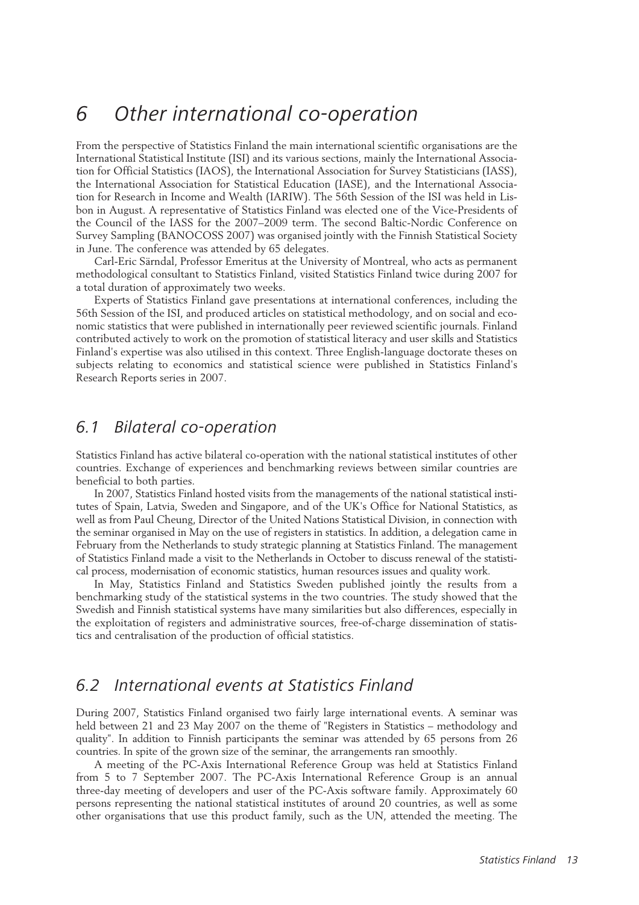# 6 Other international co-operation

From the perspective of Statistics Finland the main international scientific organisations are the International Statistical Institute (ISI) and its various sections, mainly the International Association for Official Statistics (IAOS), the International Association for Survey Statisticians (IASS), the International Association for Statistical Education (IASE), and the International Association for Research in Income and Wealth (IARIW). The 56th Session of the ISI was held in Lisbon in August. A representative of Statistics Finland was elected one of the Vice-Presidents of the Council of the IASS for the 2007–2009 term. The second Baltic-Nordic Conference on Survey Sampling (BANOCOSS 2007) was organised jointly with the Finnish Statistical Society in June. The conference was attended by 65 delegates.

Carl-Eric Särndal, Professor Emeritus at the University of Montreal, who acts as permanent methodological consultant to Statistics Finland, visited Statistics Finland twice during 2007 for a total duration of approximately two weeks.

Experts of Statistics Finland gave presentations at international conferences, including the 56th Session of the ISI, and produced articles on statistical methodology, and on social and economic statistics that were published in internationally peer reviewed scientific journals. Finland contributed actively to work on the promotion of statistical literacy and user skills and Statistics Finland's expertise was also utilised in this context. Three English-language doctorate theses on subjects relating to economics and statistical science were published in Statistics Finland's Research Reports series in 2007.

## 6.1 Bilateral co-operation

Statistics Finland has active bilateral co-operation with the national statistical institutes of other countries. Exchange of experiences and benchmarking reviews between similar countries are beneficial to both parties.

In 2007, Statistics Finland hosted visits from the managements of the national statistical institutes of Spain, Latvia, Sweden and Singapore, and of the UK's Office for National Statistics, as well as from Paul Cheung, Director of the United Nations Statistical Division, in connection with the seminar organised in May on the use of registers in statistics. In addition, a delegation came in February from the Netherlands to study strategic planning at Statistics Finland. The management of Statistics Finland made a visit to the Netherlands in October to discuss renewal of the statistical process, modernisation of economic statistics, human resources issues and quality work.

In May, Statistics Finland and Statistics Sweden published jointly the results from a benchmarking study of the statistical systems in the two countries. The study showed that the Swedish and Finnish statistical systems have many similarities but also differences, especially in the exploitation of registers and administrative sources, free-of-charge dissemination of statistics and centralisation of the production of official statistics.

## 6.2 International events at Statistics Finland

During 2007, Statistics Finland organised two fairly large international events. A seminar was held between 21 and 23 May 2007 on the theme of "Registers in Statistics – methodology and quality". In addition to Finnish participants the seminar was attended by 65 persons from 26 countries. In spite of the grown size of the seminar, the arrangements ran smoothly.

A meeting of the PC-Axis International Reference Group was held at Statistics Finland from 5 to 7 September 2007. The PC-Axis International Reference Group is an annual three-day meeting of developers and user of the PC-Axis software family. Approximately 60 persons representing the national statistical institutes of around 20 countries, as well as some other organisations that use this product family, such as the UN, attended the meeting. The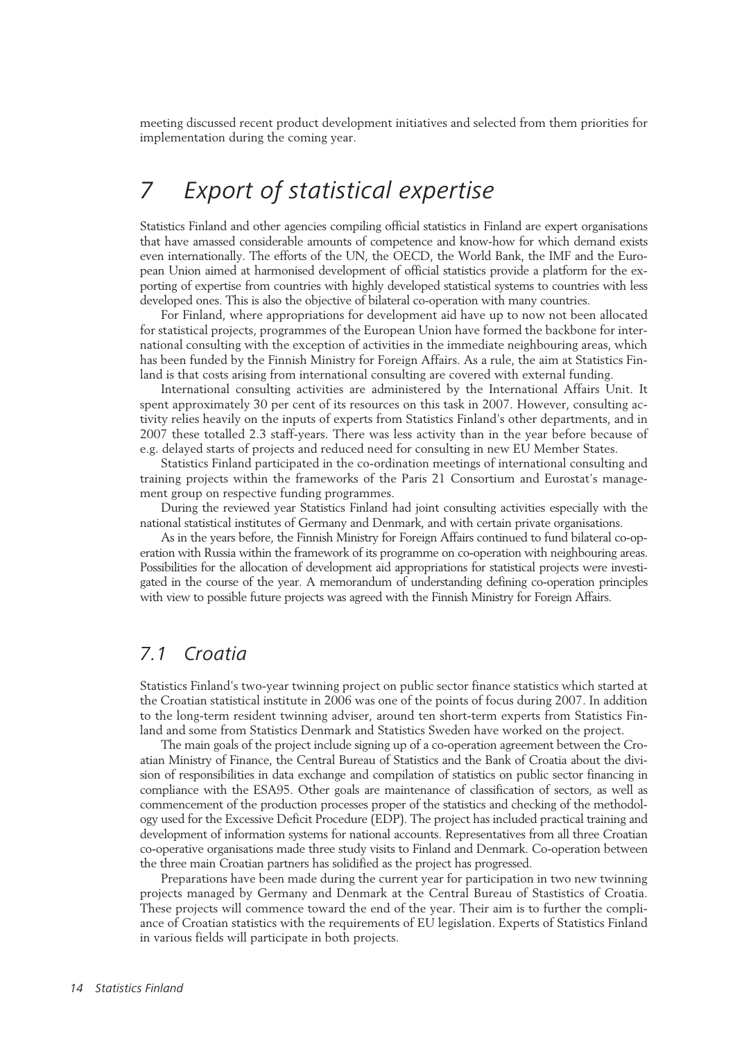meeting discussed recent product development initiatives and selected from them priorities for implementation during the coming year.

# 7 Export of statistical expertise

Statistics Finland and other agencies compiling official statistics in Finland are expert organisations that have amassed considerable amounts of competence and know-how for which demand exists even internationally. The efforts of the UN, the OECD, the World Bank, the IMF and the European Union aimed at harmonised development of official statistics provide a platform for the exporting of expertise from countries with highly developed statistical systems to countries with less developed ones. This is also the objective of bilateral co-operation with many countries.

For Finland, where appropriations for development aid have up to now not been allocated for statistical projects, programmes of the European Union have formed the backbone for international consulting with the exception of activities in the immediate neighbouring areas, which has been funded by the Finnish Ministry for Foreign Affairs. As a rule, the aim at Statistics Finland is that costs arising from international consulting are covered with external funding.

International consulting activities are administered by the International Affairs Unit. It spent approximately 30 per cent of its resources on this task in 2007. However, consulting activity relies heavily on the inputs of experts from Statistics Finland's other departments, and in 2007 these totalled 2.3 staff-years. There was less activity than in the year before because of e.g. delayed starts of projects and reduced need for consulting in new EU Member States.

Statistics Finland participated in the co-ordination meetings of international consulting and training projects within the frameworks of the Paris 21 Consortium and Eurostat's management group on respective funding programmes.

During the reviewed year Statistics Finland had joint consulting activities especially with the national statistical institutes of Germany and Denmark, and with certain private organisations.

As in the years before, the Finnish Ministry for Foreign Affairs continued to fund bilateral co-operation with Russia within the framework of its programme on co-operation with neighbouring areas. Possibilities for the allocation of development aid appropriations for statistical projects were investigated in the course of the year. A memorandum of understanding defining co-operation principles with view to possible future projects was agreed with the Finnish Ministry for Foreign Affairs.

## 7.1 Croatia

Statistics Finland's two-year twinning project on public sector finance statistics which started at the Croatian statistical institute in 2006 was one of the points of focus during 2007. In addition to the long-term resident twinning adviser, around ten short-term experts from Statistics Finland and some from Statistics Denmark and Statistics Sweden have worked on the project.

The main goals of the project include signing up of a co-operation agreement between the Croatian Ministry of Finance, the Central Bureau of Statistics and the Bank of Croatia about the division of responsibilities in data exchange and compilation of statistics on public sector financing in compliance with the ESA95. Other goals are maintenance of classification of sectors, as well as commencement of the production processes proper of the statistics and checking of the methodology used for the Excessive Deficit Procedure (EDP). The project has included practical training and development of information systems for national accounts. Representatives from all three Croatian co-operative organisations made three study visits to Finland and Denmark. Co-operation between the three main Croatian partners has solidified as the project has progressed.

Preparations have been made during the current year for participation in two new twinning projects managed by Germany and Denmark at the Central Bureau of Stastistics of Croatia. These projects will commence toward the end of the year. Their aim is to further the compliance of Croatian statistics with the requirements of EU legislation. Experts of Statistics Finland in various fields will participate in both projects.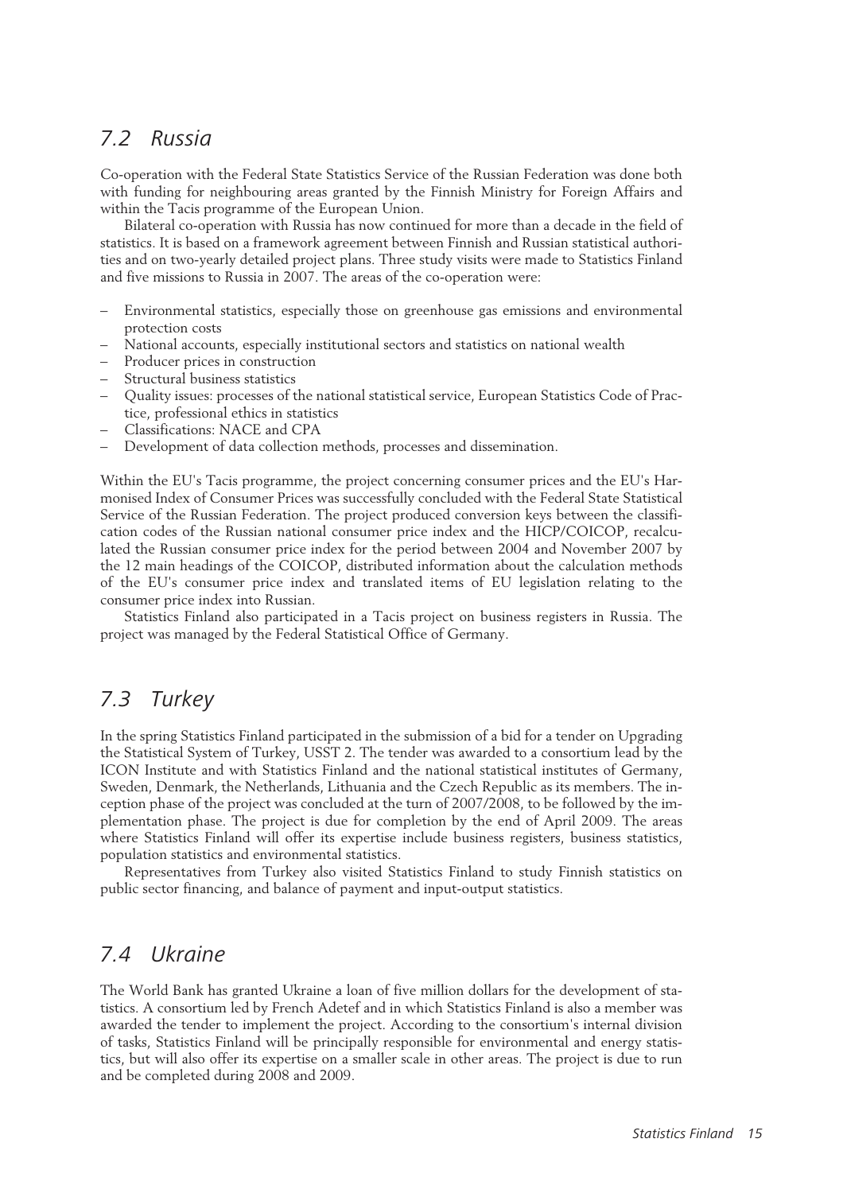## 7.2 Russia

Co-operation with the Federal State Statistics Service of the Russian Federation was done both with funding for neighbouring areas granted by the Finnish Ministry for Foreign Affairs and within the Tacis programme of the European Union.

Bilateral co-operation with Russia has now continued for more than a decade in the field of statistics. It is based on a framework agreement between Finnish and Russian statistical authorities and on two-yearly detailed project plans. Three study visits were made to Statistics Finland and five missions to Russia in 2007. The areas of the co-operation were:

- Environmental statistics, especially those on greenhouse gas emissions and environmental protection costs
- National accounts, especially institutional sectors and statistics on national wealth
- Producer prices in construction
- Structural business statistics
- Quality issues: processes of the national statistical service, European Statistics Code of Practice, professional ethics in statistics
- Classifications: NACE and CPA
- Development of data collection methods, processes and dissemination.

Within the EU's Tacis programme, the project concerning consumer prices and the EU's Harmonised Index of Consumer Prices was successfully concluded with the Federal State Statistical Service of the Russian Federation. The project produced conversion keys between the classification codes of the Russian national consumer price index and the HICP/COICOP, recalculated the Russian consumer price index for the period between 2004 and November 2007 by the 12 main headings of the COICOP, distributed information about the calculation methods of the EU's consumer price index and translated items of EU legislation relating to the consumer price index into Russian.

Statistics Finland also participated in a Tacis project on business registers in Russia. The project was managed by the Federal Statistical Office of Germany.

## 7.3 Turkey

In the spring Statistics Finland participated in the submission of a bid for a tender on Upgrading the Statistical System of Turkey, USST 2. The tender was awarded to a consortium lead by the ICON Institute and with Statistics Finland and the national statistical institutes of Germany, Sweden, Denmark, the Netherlands, Lithuania and the Czech Republic as its members. The inception phase of the project was concluded at the turn of 2007/2008, to be followed by the implementation phase. The project is due for completion by the end of April 2009. The areas where Statistics Finland will offer its expertise include business registers, business statistics, population statistics and environmental statistics.

Representatives from Turkey also visited Statistics Finland to study Finnish statistics on public sector financing, and balance of payment and input-output statistics.

## 7.4 Ukraine

The World Bank has granted Ukraine a loan of five million dollars for the development of statistics. A consortium led by French Adetef and in which Statistics Finland is also a member was awarded the tender to implement the project. According to the consortium's internal division of tasks, Statistics Finland will be principally responsible for environmental and energy statistics, but will also offer its expertise on a smaller scale in other areas. The project is due to run and be completed during 2008 and 2009.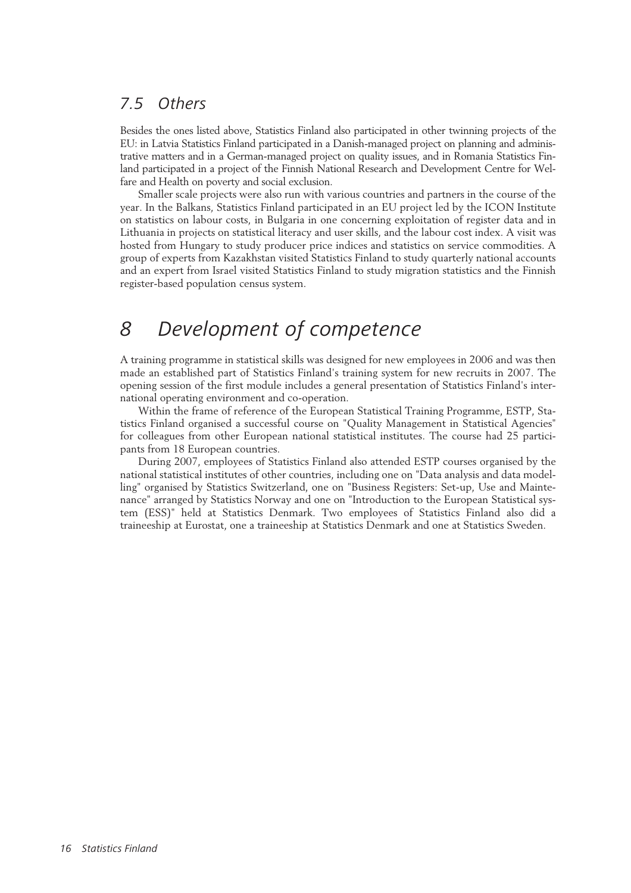## 7.5 Others

Besides the ones listed above, Statistics Finland also participated in other twinning projects of the EU: in Latvia Statistics Finland participated in a Danish-managed project on planning and administrative matters and in a German-managed project on quality issues, and in Romania Statistics Finland participated in a project of the Finnish National Research and Development Centre for Welfare and Health on poverty and social exclusion.

Smaller scale projects were also run with various countries and partners in the course of the year. In the Balkans, Statistics Finland participated in an EU project led by the ICON Institute on statistics on labour costs, in Bulgaria in one concerning exploitation of register data and in Lithuania in projects on statistical literacy and user skills, and the labour cost index. A visit was hosted from Hungary to study producer price indices and statistics on service commodities. A group of experts from Kazakhstan visited Statistics Finland to study quarterly national accounts and an expert from Israel visited Statistics Finland to study migration statistics and the Finnish register-based population census system.

# 8 Development of competence

A training programme in statistical skills was designed for new employees in 2006 and was then made an established part of Statistics Finland's training system for new recruits in 2007. The opening session of the first module includes a general presentation of Statistics Finland's international operating environment and co-operation.

Within the frame of reference of the European Statistical Training Programme, ESTP, Statistics Finland organised a successful course on "Quality Management in Statistical Agencies" for colleagues from other European national statistical institutes. The course had 25 participants from 18 European countries.

During 2007, employees of Statistics Finland also attended ESTP courses organised by the national statistical institutes of other countries, including one on "Data analysis and data modelling" organised by Statistics Switzerland, one on "Business Registers: Set-up, Use and Maintenance" arranged by Statistics Norway and one on "Introduction to the European Statistical system (ESS)" held at Statistics Denmark. Two employees of Statistics Finland also did a traineeship at Eurostat, one a traineeship at Statistics Denmark and one at Statistics Sweden.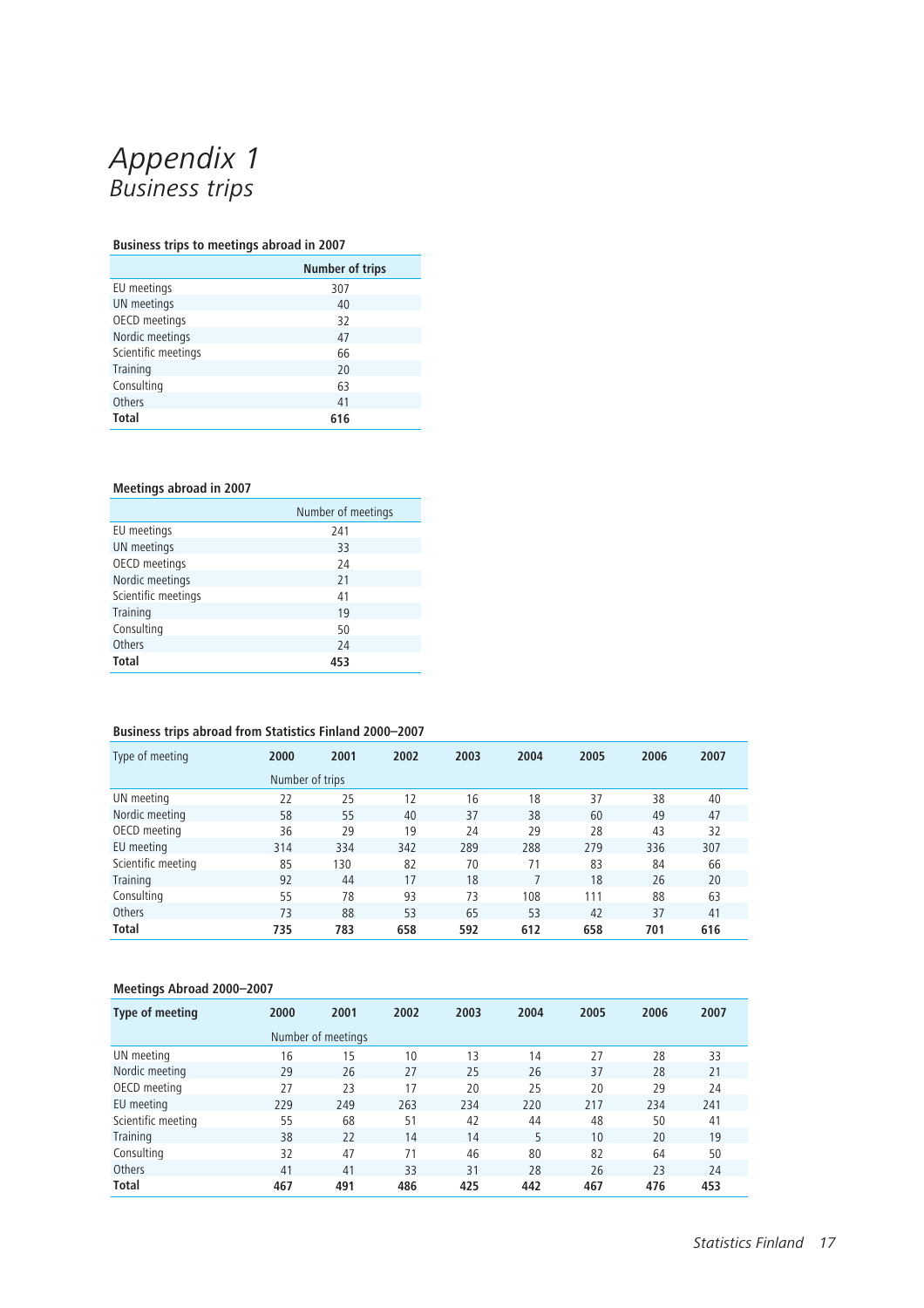# *Appendix 1*
## *Business trips*

**Business trips to meetings abroad in 2007**

| | **Number of trips** |
|---|---|
| EU meetings | 307 |
| UN meetings | 40 |
| OECD meetings | 32 |
| Nordic meetings | 47 |
| Scientific meetings | 66 |
| Training | 20 |
| Consulting | 63 |
| Others | 41 |
| **Total** | **616** |

**Meetings abroad in 2007**

| | Number of meetings |
|---|---|
| EU meetings | 241 |
| UN meetings | 33 |
| OECD meetings | 24 |
| Nordic meetings | 21 |
| Scientific meetings | 41 |
| Training | 19 |
| Consulting | 50 |
| Others | 24 |
| **Total** | **453** |

**Business trips abroad from Statistics Finland 2000–2007**

| Type of meeting | **2000** | **2001** | **2002** | **2003** | **2004** | **2005** | **2006** | **2007** |
|---|---|---|---|---|---|---|---|---|
| | Number of trips | | | | | | | |
| UN meeting | 22 | 25 | 12 | 16 | 18 | 37 | 38 | 40 |
| Nordic meeting | 58 | 55 | 40 | 37 | 38 | 60 | 49 | 47 |
| OECD meeting | 36 | 29 | 19 | 24 | 29 | 28 | 43 | 32 |
| EU meeting | 314 | 334 | 342 | 289 | 288 | 279 | 336 | 307 |
| Scientific meeting | 85 | 130 | 82 | 70 | 71 | 83 | 84 | 66 |
| Training | 92 | 44 | 17 | 18 | 7 | 18 | 26 | 20 |
| Consulting | 55 | 78 | 93 | 73 | 108 | 111 | 88 | 63 |
| Others | 73 | 88 | 53 | 65 | 53 | 42 | 37 | 41 |
| **Total** | **735** | **783** | **658** | **592** | **612** | **658** | **701** | **616** |

**Meetings Abroad 2000–2007**

| **Type of meeting** | **2000** | **2001** | **2002** | **2003** | **2004** | **2005** | **2006** | **2007** |
|---|---|---|---|---|---|---|---|---|
| | Number of meetings | | | | | | | |
| UN meeting | 16 | 15 | 10 | 13 | 14 | 27 | 28 | 33 |
| Nordic meeting | 29 | 26 | 27 | 25 | 26 | 37 | 28 | 21 |
| OECD meeting | 27 | 23 | 17 | 20 | 25 | 20 | 29 | 24 |
| EU meeting | 229 | 249 | 263 | 234 | 220 | 217 | 234 | 241 |
| Scientific meeting | 55 | 68 | 51 | 42 | 44 | 48 | 50 | 41 |
| Training | 38 | 22 | 14 | 14 | 5 | 10 | 20 | 19 |
| Consulting | 32 | 47 | 71 | 46 | 80 | 82 | 64 | 50 |
| Others | 41 | 41 | 33 | 31 | 28 | 26 | 23 | 24 |
| **Total** | **467** | **491** | **486** | **425** | **442** | **467** | **476** | **453** |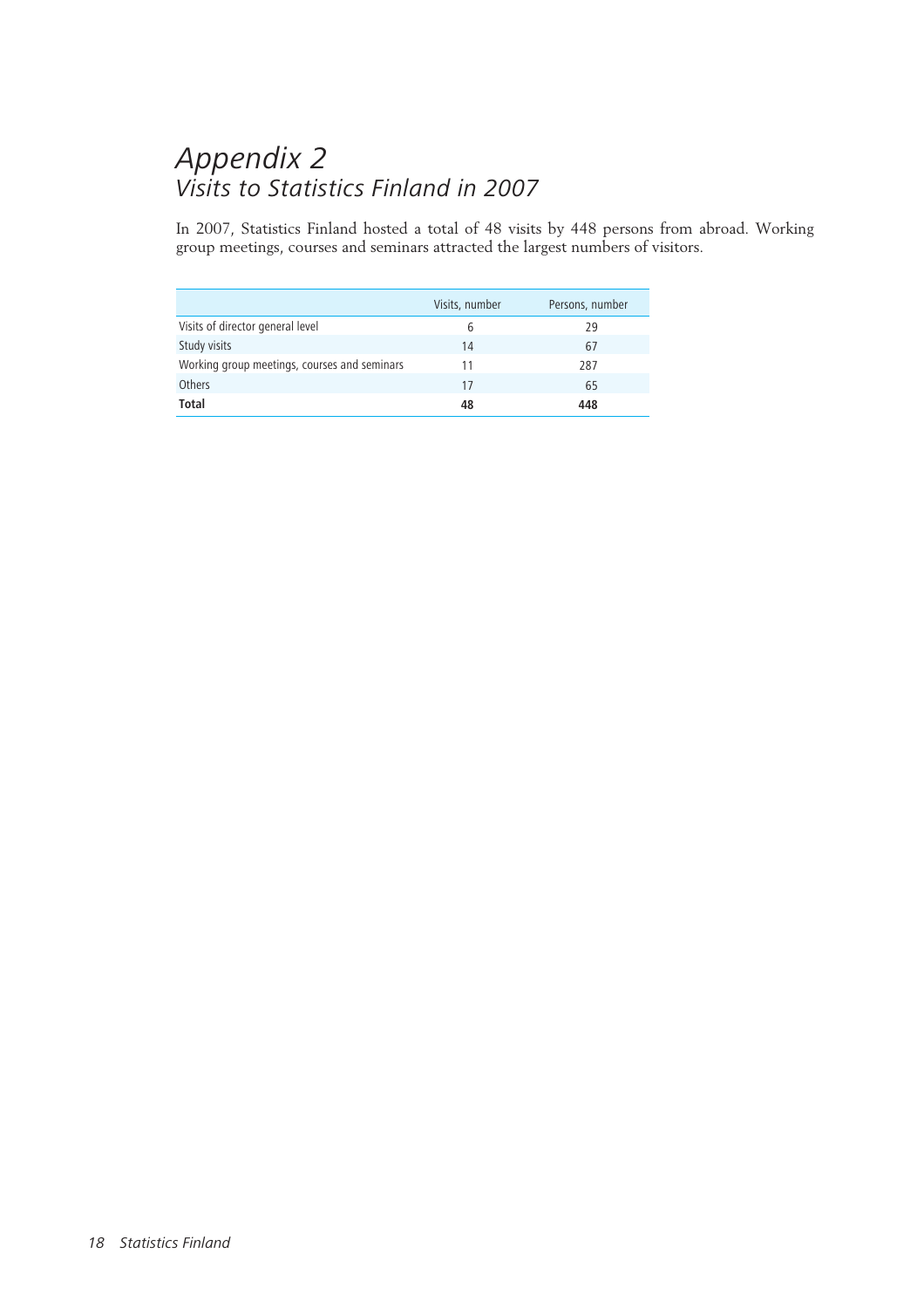# *Appendix 2*
## *Visits to Statistics Finland in 2007*

In 2007, Statistics Finland hosted a total of 48 visits by 448 persons from abroad. Working group meetings, courses and seminars attracted the largest numbers of visitors.

| | Visits, number | Persons, number |
|---|---|---|
| Visits of director general level | 6 | 29 |
| Study visits | 14 | 67 |
| Working group meetings, courses and seminars | 11 | 287 |
| Others | 17 | 65 |
| **Total** | **48** | **448** |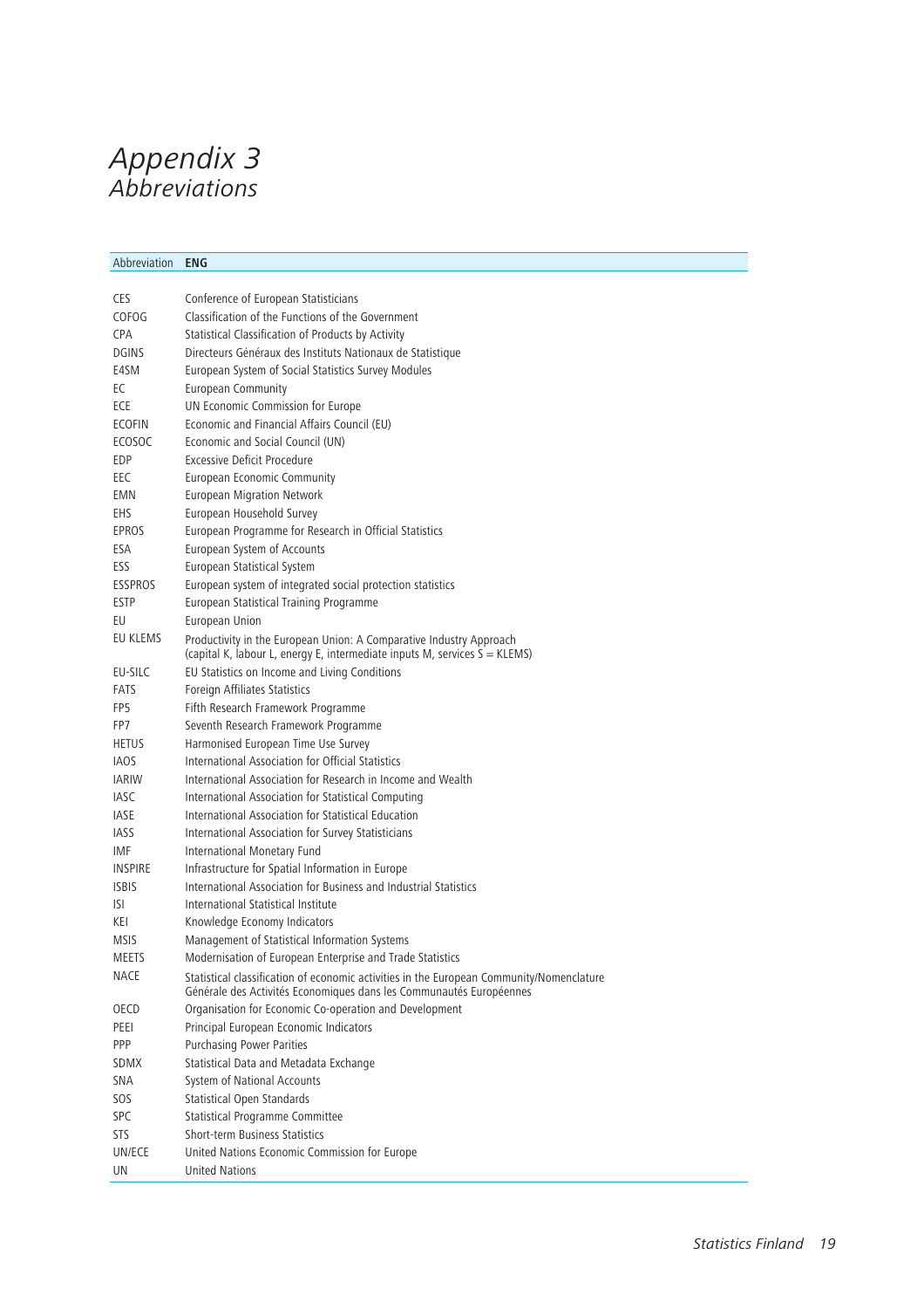# Appendix 3
## Abbreviations

| Abbreviation | ENG |
|---|---|
| CES | Conference of European Statisticians |
| COFOG | Classification of the Functions of the Government |
| CPA | Statistical Classification of Products by Activity |
| DGINS | Directeurs Généraux des Instituts Nationaux de Statistique |
| E4SM | European System of Social Statistics Survey Modules |
| EC | European Community |
| ECE | UN Economic Commission for Europe |
| ECOFIN | Economic and Financial Affairs Council (EU) |
| ECOSOC | Economic and Social Council (UN) |
| EDP | Excessive Deficit Procedure |
| EEC | European Economic Community |
| EMN | European Migration Network |
| EHS | European Household Survey |
| EPROS | European Programme for Research in Official Statistics |
| ESA | European System of Accounts |
| ESS | European Statistical System |
| ESSPROS | European system of integrated social protection statistics |
| ESTP | European Statistical Training Programme |
| EU | European Union |
| EU KLEMS | Productivity in the European Union: A Comparative Industry Approach (capital K, labour L, energy E, intermediate inputs M, services S = KLEMS) |
| EU-SILC | EU Statistics on Income and Living Conditions |
| FATS | Foreign Affiliates Statistics |
| FP5 | Fifth Research Framework Programme |
| FP7 | Seventh Research Framework Programme |
| HETUS | Harmonised European Time Use Survey |
| IAOS | International Association for Official Statistics |
| IARIW | International Association for Research in Income and Wealth |
| IASC | International Association for Statistical Computing |
| IASE | International Association for Statistical Education |
| IASS | International Association for Survey Statisticians |
| IMF | International Monetary Fund |
| INSPIRE | Infrastructure for Spatial Information in Europe |
| ISBIS | International Association for Business and Industrial Statistics |
| ISI | International Statistical Institute |
| KEI | Knowledge Economy Indicators |
| MSIS | Management of Statistical Information Systems |
| MEETS | Modernisation of European Enterprise and Trade Statistics |
| NACE | Statistical classification of economic activities in the European Community/Nomenclature Générale des Activités Economiques dans les Communautés Européennes |
| OECD | Organisation for Economic Co-operation and Development |
| PEEI | Principal European Economic Indicators |
| PPP | Purchasing Power Parities |
| SDMX | Statistical Data and Metadata Exchange |
| SNA | System of National Accounts |
| SOS | Statistical Open Standards |
| SPC | Statistical Programme Committee |
| STS | Short-term Business Statistics |
| UN/ECE | United Nations Economic Commission for Europe |
| UN | United Nations |